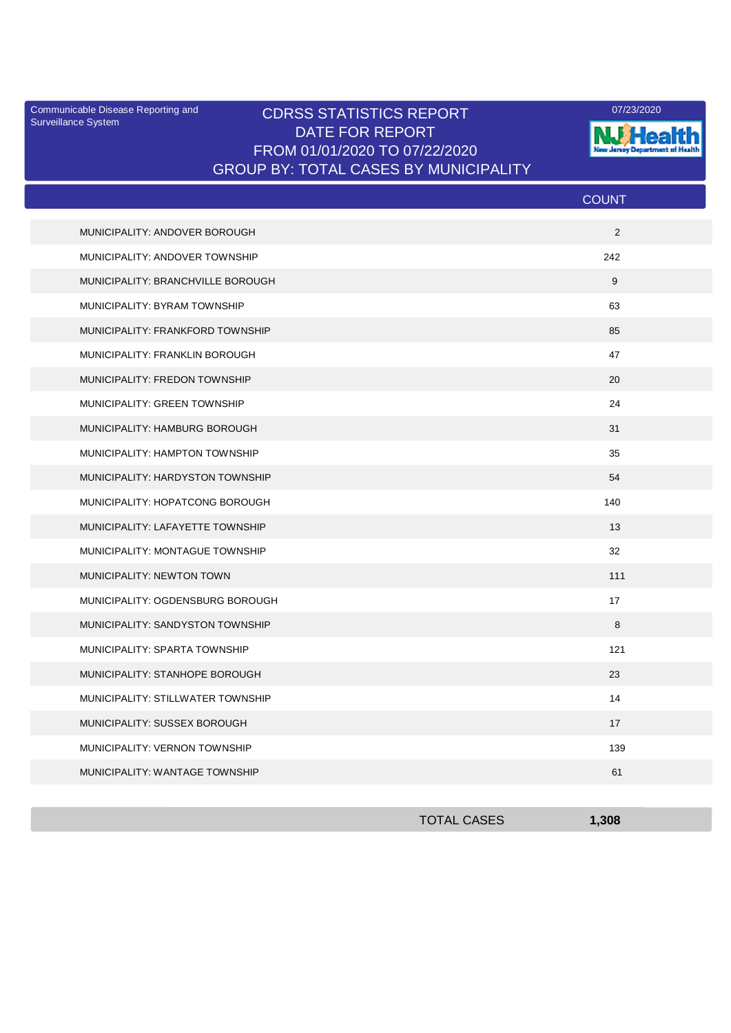Communicable Disease Reporting and Surveillance System

07/23/2020

# CDRSS STATISTICS REPORT
## DATE FOR REPORT
## FROM 01/01/2020 TO 07/22/2020
## GROUP BY: TOTAL CASES BY MUNICIPALITY

| | COUNT |
|---|---|
| MUNICIPALITY: ANDOVER BOROUGH | 2 |
| MUNICIPALITY: ANDOVER TOWNSHIP | 242 |
| MUNICIPALITY: BRANCHVILLE BOROUGH | 9 |
| MUNICIPALITY: BYRAM TOWNSHIP | 63 |
| MUNICIPALITY: FRANKFORD TOWNSHIP | 85 |
| MUNICIPALITY: FRANKLIN BOROUGH | 47 |
| MUNICIPALITY: FREDON TOWNSHIP | 20 |
| MUNICIPALITY: GREEN TOWNSHIP | 24 |
| MUNICIPALITY: HAMBURG BOROUGH | 31 |
| MUNICIPALITY: HAMPTON TOWNSHIP | 35 |
| MUNICIPALITY: HARDYSTON TOWNSHIP | 54 |
| MUNICIPALITY: HOPATCONG BOROUGH | 140 |
| MUNICIPALITY: LAFAYETTE TOWNSHIP | 13 |
| MUNICIPALITY: MONTAGUE TOWNSHIP | 32 |
| MUNICIPALITY: NEWTON TOWN | 111 |
| MUNICIPALITY: OGDENSBURG BOROUGH | 17 |
| MUNICIPALITY: SANDYSTON TOWNSHIP | 8 |
| MUNICIPALITY: SPARTA TOWNSHIP | 121 |
| MUNICIPALITY: STANHOPE BOROUGH | 23 |
| MUNICIPALITY: STILLWATER TOWNSHIP | 14 |
| MUNICIPALITY: SUSSEX BOROUGH | 17 |
| MUNICIPALITY: VERNON TOWNSHIP | 139 |
| MUNICIPALITY: WANTAGE TOWNSHIP | 61 |
| TOTAL CASES | **1,308** |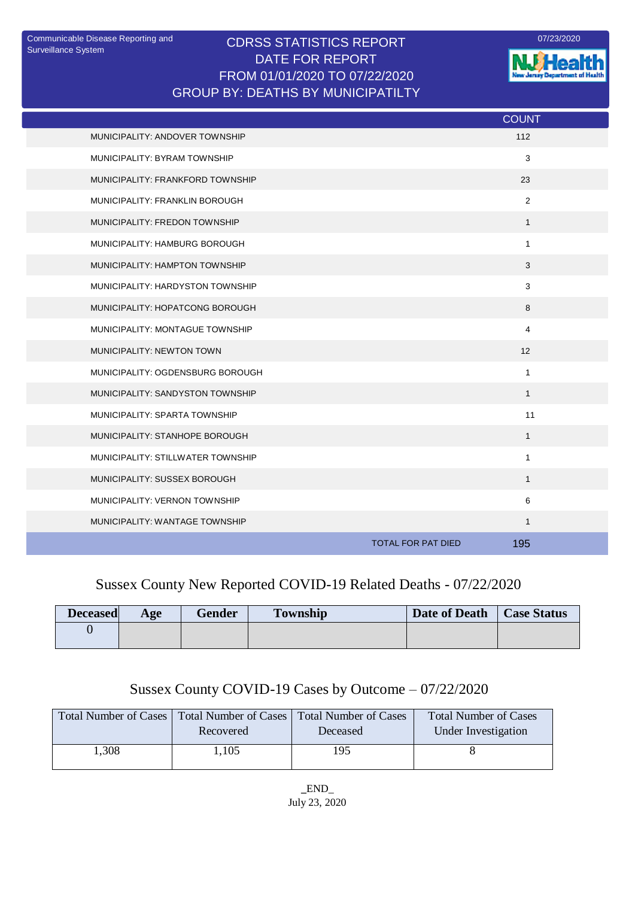Communicable Disease Reporting and Surveillance System

# CDRSS STATISTICS REPORT
## DATE FOR REPORT
## FROM 01/01/2020 TO 07/22/2020
## GROUP BY: DEATHS BY MUNICIPATILTY

07/23/2020

NJ Health New Jersey Department of Health

| | COUNT |
|---|---|
| MUNICIPALITY: ANDOVER TOWNSHIP | 112 |
| MUNICIPALITY: BYRAM TOWNSHIP | 3 |
| MUNICIPALITY: FRANKFORD TOWNSHIP | 23 |
| MUNICIPALITY: FRANKLIN BOROUGH | 2 |
| MUNICIPALITY: FREDON TOWNSHIP | 1 |
| MUNICIPALITY: HAMBURG BOROUGH | 1 |
| MUNICIPALITY: HAMPTON TOWNSHIP | 3 |
| MUNICIPALITY: HARDYSTON TOWNSHIP | 3 |
| MUNICIPALITY: HOPATCONG BOROUGH | 8 |
| MUNICIPALITY: MONTAGUE TOWNSHIP | 4 |
| MUNICIPALITY: NEWTON TOWN | 12 |
| MUNICIPALITY: OGDENSBURG BOROUGH | 1 |
| MUNICIPALITY: SANDYSTON TOWNSHIP | 1 |
| MUNICIPALITY: SPARTA TOWNSHIP | 11 |
| MUNICIPALITY: STANHOPE BOROUGH | 1 |
| MUNICIPALITY: STILLWATER TOWNSHIP | 1 |
| MUNICIPALITY: SUSSEX BOROUGH | 1 |
| MUNICIPALITY: VERNON TOWNSHIP | 6 |
| MUNICIPALITY: WANTAGE TOWNSHIP | 1 |
| TOTAL FOR PAT DIED | 195 |

## Sussex County New Reported COVID-19 Related Deaths - 07/22/2020

| Deceased | Age | Gender | Township | Date of Death | Case Status |
|---|---|---|---|---|---|
| 0 | | | | | |

## Sussex County COVID-19 Cases by Outcome – 07/22/2020

| Total Number of Cases | Total Number of Cases Recovered | Total Number of Cases Deceased | Total Number of Cases Under Investigation |
|---|---|---|---|
| 1,308 | 1,105 | 195 | 8 |

_END_

July 23, 2020